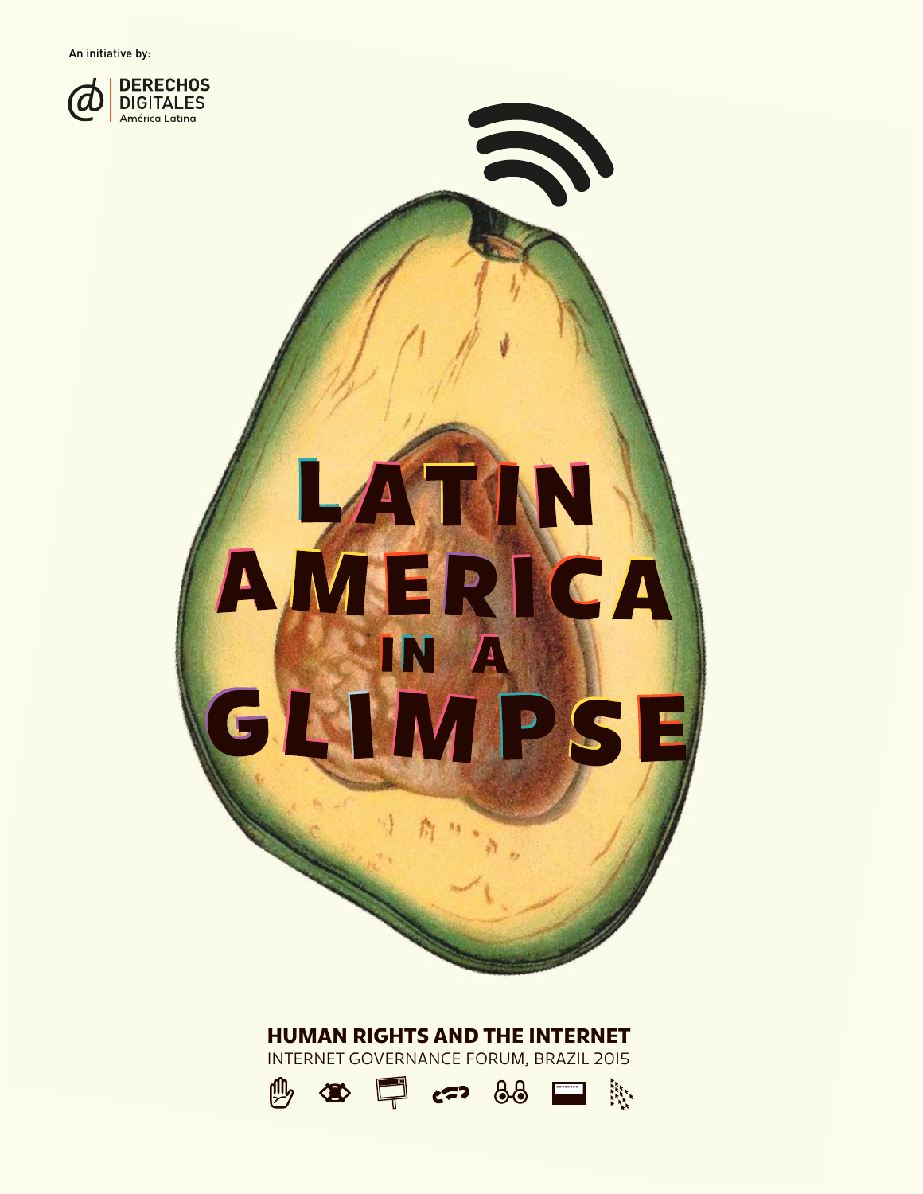An initiative by:

DERECHOS DIGITALES
América Latina

# LATIN AMERICA IN A GLIMPSE

**HUMAN RIGHTS AND THE INTERNET**

INTERNET GOVERNANCE FORUM, BRAZIL 2015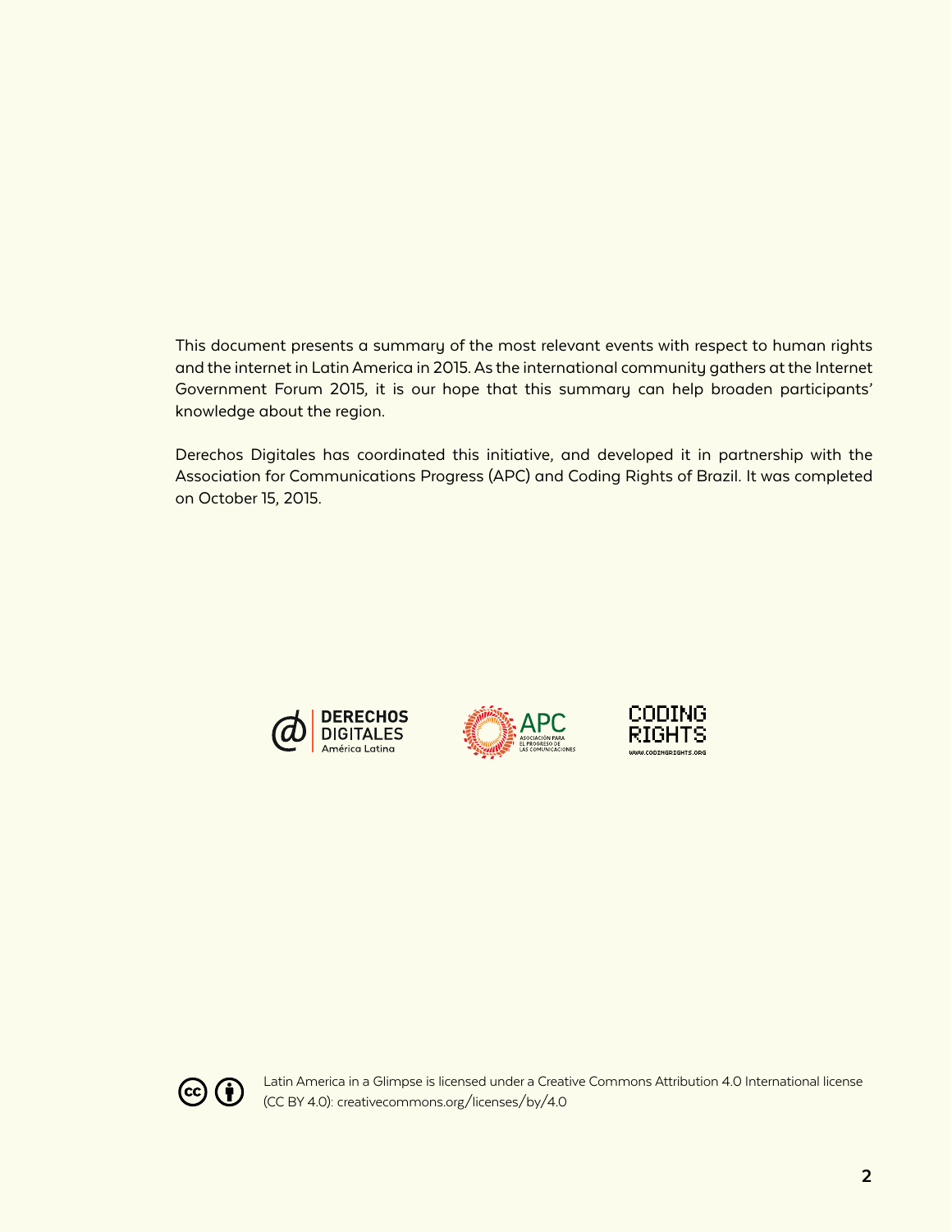This document presents a summary of the most relevant events with respect to human rights and the internet in Latin America in 2015. As the international community gathers at the Internet Government Forum 2015, it is our hope that this summary can help broaden participants' knowledge about the region.

Derechos Digitales has coordinated this initiative, and developed it in partnership with the Association for Communications Progress (APC) and Coding Rights of Brazil. It was completed on October 15, 2015.

Latin America in a Glimpse is licensed under a Creative Commons Attribution 4.0 International license (CC BY 4.0): creativecommons.org/licenses/by/4.0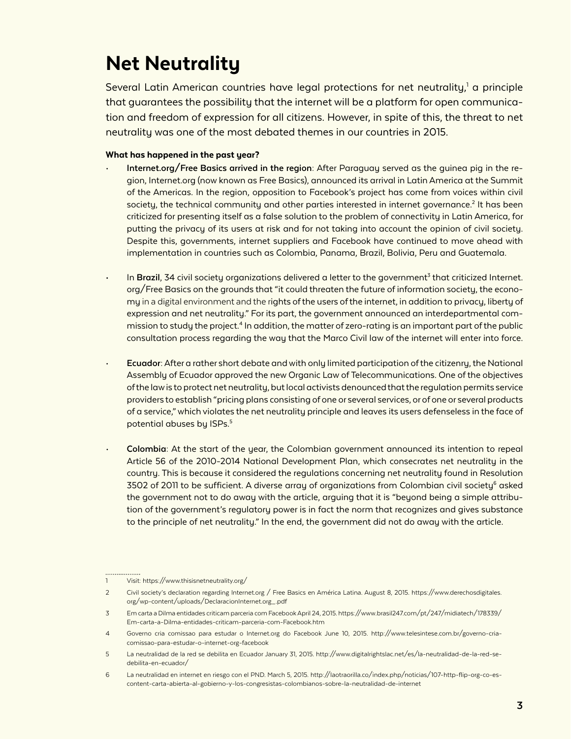# Net Neutrality

Several Latin American countries have legal protections for net neutrality,[1] a principle that guarantees the possibility that the internet will be a platform for open communication and freedom of expression for all citizens. However, in spite of this, the threat to net neutrality was one of the most debated themes in our countries in 2015.

**What has happened in the past year?**

- **Internet.org/Free Basics arrived in the region**: After Paraguay served as the guinea pig in the region, Internet.org (now known as Free Basics), announced its arrival in Latin America at the Summit of the Americas. In the region, opposition to Facebook's project has come from voices within civil society, the technical community and other parties interested in internet governance.[2] It has been criticized for presenting itself as a false solution to the problem of connectivity in Latin America, for putting the privacy of its users at risk and for not taking into account the opinion of civil society. Despite this, governments, internet suppliers and Facebook have continued to move ahead with implementation in countries such as Colombia, Panama, Brazil, Bolivia, Peru and Guatemala.

- In **Brazil**, 34 civil society organizations delivered a letter to the government[3] that criticized Internet.org/Free Basics on the grounds that "it could threaten the future of information society, the economy in a digital environment and the rights of the users of the internet, in addition to privacy, liberty of expression and net neutrality." For its part, the government announced an interdepartmental commission to study the project.[4] In addition, the matter of zero-rating is an important part of the public consultation process regarding the way that the Marco Civil law of the internet will enter into force.

- **Ecuador**: After a rather short debate and with only limited participation of the citizenry, the National Assembly of Ecuador approved the new Organic Law of Telecommunications. One of the objectives of the law is to protect net neutrality, but local activists denounced that the regulation permits service providers to establish "pricing plans consisting of one or several services, or of one or several products of a service," which violates the net neutrality principle and leaves its users defenseless in the face of potential abuses by ISPs.[5]

- **Colombia**: At the start of the year, the Colombian government announced its intention to repeal Article 56 of the 2010-2014 National Development Plan, which consecrates net neutrality in the country. This is because it considered the regulations concerning net neutrality found in Resolution 3502 of 2011 to be sufficient. A diverse array of organizations from Colombian civil society[6] asked the government not to do away with the article, arguing that it is "beyond being a simple attribution of the government's regulatory power is in fact the norm that recognizes and gives substance to the principle of net neutrality." In the end, the government did not do away with the article.

---

1 Visit: https://www.thisisnetneutrality.org/

2 Civil society's declaration regarding Internet.org / Free Basics en América Latina. August 8, 2015. https://www.derechosdigitales.org/wp-content/uploads/DeclaracionInternet.org_.pdf

3 Em carta a Dilma entidades criticam parceria com Facebook April 24, 2015. https://www.brasil247.com/pt/247/midiatech/178339/Em-carta-a-Dilma-entidades-criticam-parceria-com-Facebook.htm

4 Governo cria comissao para estudar o Internet.org do Facebook June 10, 2015. http://www.telesintese.com.br/governo-cria-comissao-para-estudar-o-internet-org-facebook

5 La neutralidad de la red se debilita en Ecuador January 31, 2015. http://www.digitalrightslac.net/es/la-neutralidad-de-la-red-se-debilita-en-ecuador/

6 La neutralidad en internet en riesgo con el PND. March 5, 2015. http://laotraorilla.co/index.php/noticias/107-http-flip-org-co-es-content-carta-abierta-al-gobierno-y-los-congresistas-colombianos-sobre-la-neutralidad-de-internet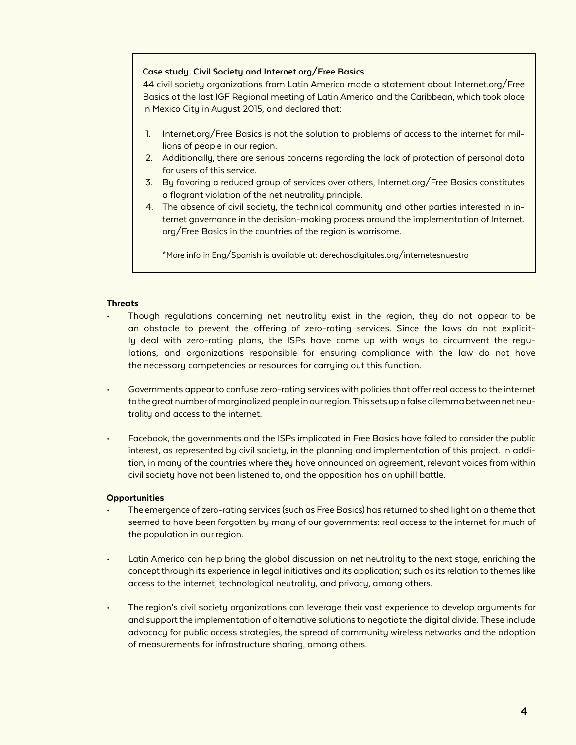**Case study: Civil Society and Internet.org/Free Basics**

44 civil society organizations from Latin America made a statement about Internet.org/Free Basics at the last IGF Regional meeting of Latin America and the Caribbean, which took place in Mexico City in August 2015, and declared that:

1. Internet.org/Free Basics is not the solution to problems of access to the internet for millions of people in our region.
2. Additionally, there are serious concerns regarding the lack of protection of personal data for users of this service.
3. By favoring a reduced group of services over others, Internet.org/Free Basics constitutes a flagrant violation of the net neutrality principle.
4. The absence of civil society, the technical community and other parties interested in internet governance in the decision-making process around the implementation of Internet.org/Free Basics in the countries of the region is worrisome.

*More info in Eng/Spanish is available at: derechosdigitales.org/internetesnuestra

**Threats**

- Though regulations concerning net neutrality exist in the region, they do not appear to be an obstacle to prevent the offering of zero-rating services. Since the laws do not explicitly deal with zero-rating plans, the ISPs have come up with ways to circumvent the regulations, and organizations responsible for ensuring compliance with the law do not have the necessary competencies or resources for carrying out this function.

- Governments appear to confuse zero-rating services with policies that offer real access to the internet to the great number of marginalized people in our region. This sets up a false dilemma between net neutrality and access to the internet.

- Facebook, the governments and the ISPs implicated in Free Basics have failed to consider the public interest, as represented by civil society, in the planning and implementation of this project. In addition, in many of the countries where they have announced an agreement, relevant voices from within civil society have not been listened to, and the opposition has an uphill battle.

**Opportunities**

- The emergence of zero-rating services (such as Free Basics) has returned to shed light on a theme that seemed to have been forgotten by many of our governments: real access to the internet for much of the population in our region.

- Latin America can help bring the global discussion on net neutrality to the next stage, enriching the concept through its experience in legal initiatives and its application; such as its relation to themes like access to the internet, technological neutrality, and privacy, among others.

- The region's civil society organizations can leverage their vast experience to develop arguments for and support the implementation of alternative solutions to negotiate the digital divide. These include advocacy for public access strategies, the spread of community wireless networks and the adoption of measurements for infrastructure sharing, among others.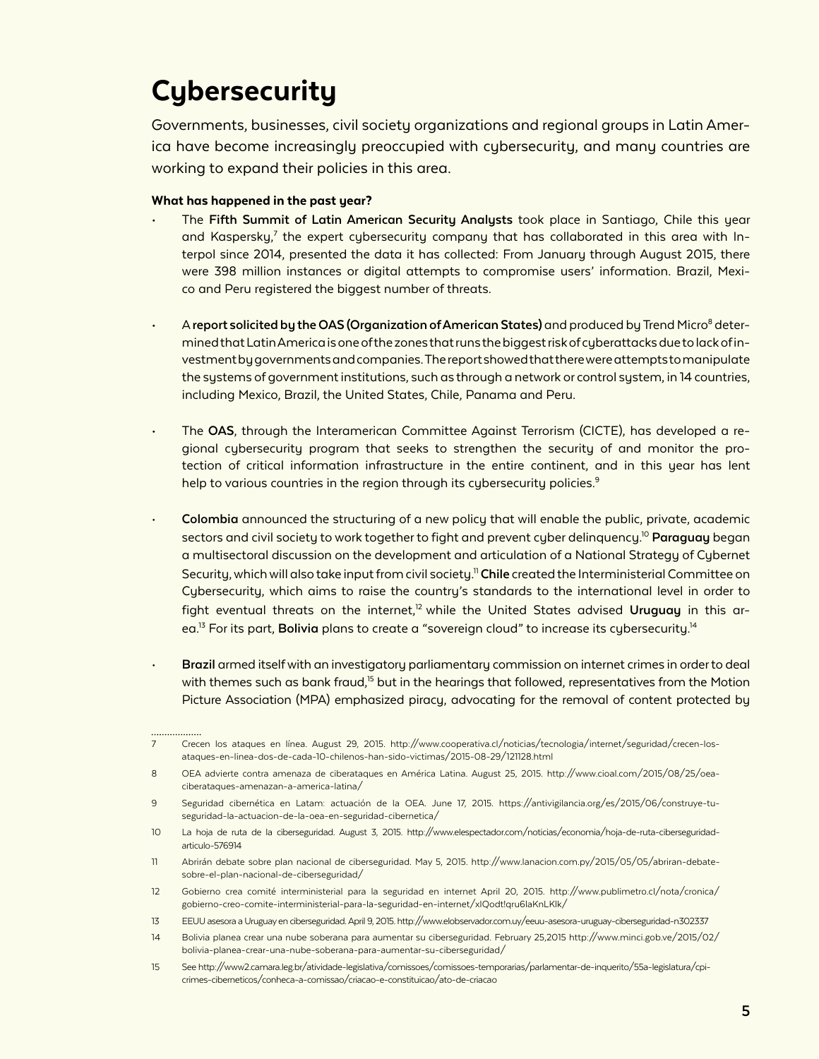# Cybersecurity

Governments, businesses, civil society organizations and regional groups in Latin America have become increasingly preoccupied with cybersecurity, and many countries are working to expand their policies in this area.

**What has happened in the past year?**

- The **Fifth Summit of Latin American Security Analysts** took place in Santiago, Chile this year and Kaspersky,[7] the expert cybersecurity company that has collaborated in this area with Interpol since 2014, presented the data it has collected: From January through August 2015, there were 398 million instances or digital attempts to compromise users' information. Brazil, Mexico and Peru registered the biggest number of threats.

- A **report solicited by the OAS (Organization of American States)** and produced by Trend Micro[8] determined that Latin America is one of the zones that runs the biggest risk of cyberattacks due to lack of investment by governments and companies. The report showed that there were attempts to manipulate the systems of government institutions, such as through a network or control system, in 14 countries, including Mexico, Brazil, the United States, Chile, Panama and Peru.

- The **OAS**, through the Interamerican Committee Against Terrorism (CICTE), has developed a regional cybersecurity program that seeks to strengthen the security of and monitor the protection of critical information infrastructure in the entire continent, and in this year has lent help to various countries in the region through its cybersecurity policies.[9]

- **Colombia** announced the structuring of a new policy that will enable the public, private, academic sectors and civil society to work together to fight and prevent cyber delinquency.[10] **Paraguay** began a multisectoral discussion on the development and articulation of a National Strategy of Cybernet Security, which will also take input from civil society.[11] **Chile** created the Interministerial Committee on Cybersecurity, which aims to raise the country's standards to the international level in order to fight eventual threats on the internet,[12] while the United States advised **Uruguay** in this area.[13] For its part, **Bolivia** plans to create a "sovereign cloud" to increase its cybersecurity.[14]

- **Brazil** armed itself with an investigatory parliamentary commission on internet crimes in order to deal with themes such as bank fraud,[15] but in the hearings that followed, representatives from the Motion Picture Association (MPA) emphasized piracy, advocating for the removal of content protected by

---

7 Crecen los ataques en línea. August 29, 2015. http://www.cooperativa.cl/noticias/tecnologia/internet/seguridad/crecen-los-ataques-en-linea-dos-de-cada-10-chilenos-han-sido-victimas/2015-08-29/121128.html

8 OEA advierte contra amenaza de ciberataques en América Latina. August 25, 2015. http://www.cioal.com/2015/08/25/oea-ciberataques-amenazan-a-america-latina/

9 Seguridad cibernética en Latam: actuación de la OEA. June 17, 2015. https://antivigilancia.org/es/2015/06/construye-tu-seguridad-la-actuacion-de-la-oea-en-seguridad-cibernetica/

10 La hoja de ruta de la ciberseguridad. August 3, 2015. http://www.elespectador.com/noticias/economia/hoja-de-ruta-ciberseguridad-articulo-576914

11 Abrirán debate sobre plan nacional de ciberseguridad. May 5, 2015. http://www.lanacion.com.py/2015/05/05/abriran-debate-sobre-el-plan-nacional-de-ciberseguridad/

12 Gobierno crea comité interministerial para la seguridad en internet April 20, 2015. http://www.publimetro.cl/nota/cronica/gobierno-creo-comite-interministerial-para-la-seguridad-en-internet/xIQodt!qru6IaKnLKlk/

13 EEUU asesora a Uruguay en ciberseguridad. April 9, 2015. http://www.elobservador.com.uy/eeuu-asesora-uruguay-ciberseguridad-n302337

14 Bolivia planea crear una nube soberana para aumentar su ciberseguridad. February 25,2015 http://www.minci.gob.ve/2015/02/bolivia-planea-crear-una-nube-soberana-para-aumentar-su-ciberseguridad/

15 See http://www2.camara.leg.br/atividade-legislativa/comissoes/comissoes-temporarias/parlamentar-de-inquerito/55a-legislatura/cpi-crimes-ciberneticos/conheca-a-comissao/criacao-e-constituicao/ato-de-criacao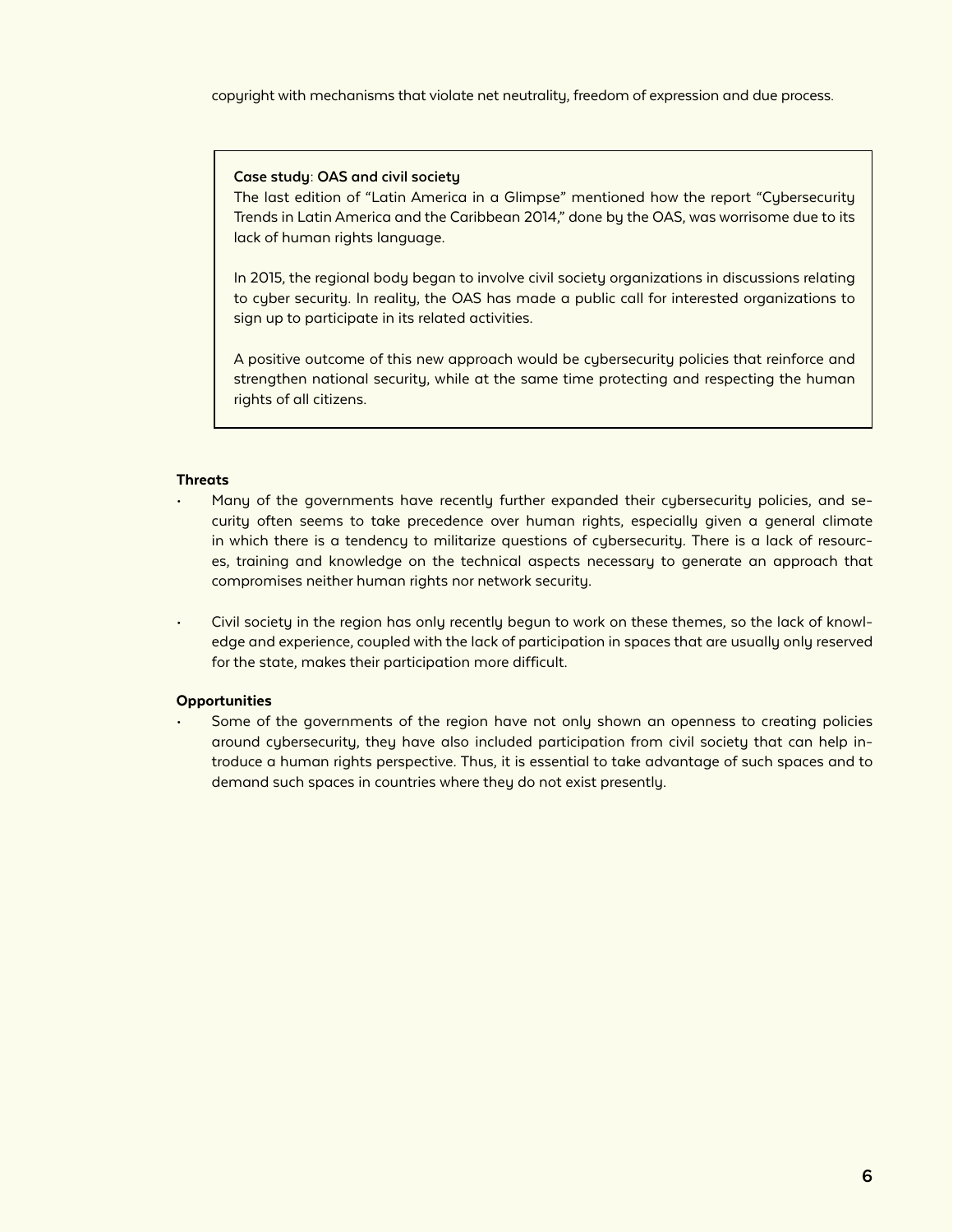copyright with mechanisms that violate net neutrality, freedom of expression and due process.

> **Case study: OAS and civil society**
>
> The last edition of "Latin America in a Glimpse" mentioned how the report "Cybersecurity Trends in Latin America and the Caribbean 2014," done by the OAS, was worrisome due to its lack of human rights language.
>
> In 2015, the regional body began to involve civil society organizations in discussions relating to cyber security. In reality, the OAS has made a public call for interested organizations to sign up to participate in its related activities.
>
> A positive outcome of this new approach would be cybersecurity policies that reinforce and strengthen national security, while at the same time protecting and respecting the human rights of all citizens.

**Threats**

- Many of the governments have recently further expanded their cybersecurity policies, and security often seems to take precedence over human rights, especially given a general climate in which there is a tendency to militarize questions of cybersecurity. There is a lack of resources, training and knowledge on the technical aspects necessary to generate an approach that compromises neither human rights nor network security.

- Civil society in the region has only recently begun to work on these themes, so the lack of knowledge and experience, coupled with the lack of participation in spaces that are usually only reserved for the state, makes their participation more difficult.

**Opportunities**

- Some of the governments of the region have not only shown an openness to creating policies around cybersecurity, they have also included participation from civil society that can help introduce a human rights perspective. Thus, it is essential to take advantage of such spaces and to demand such spaces in countries where they do not exist presently.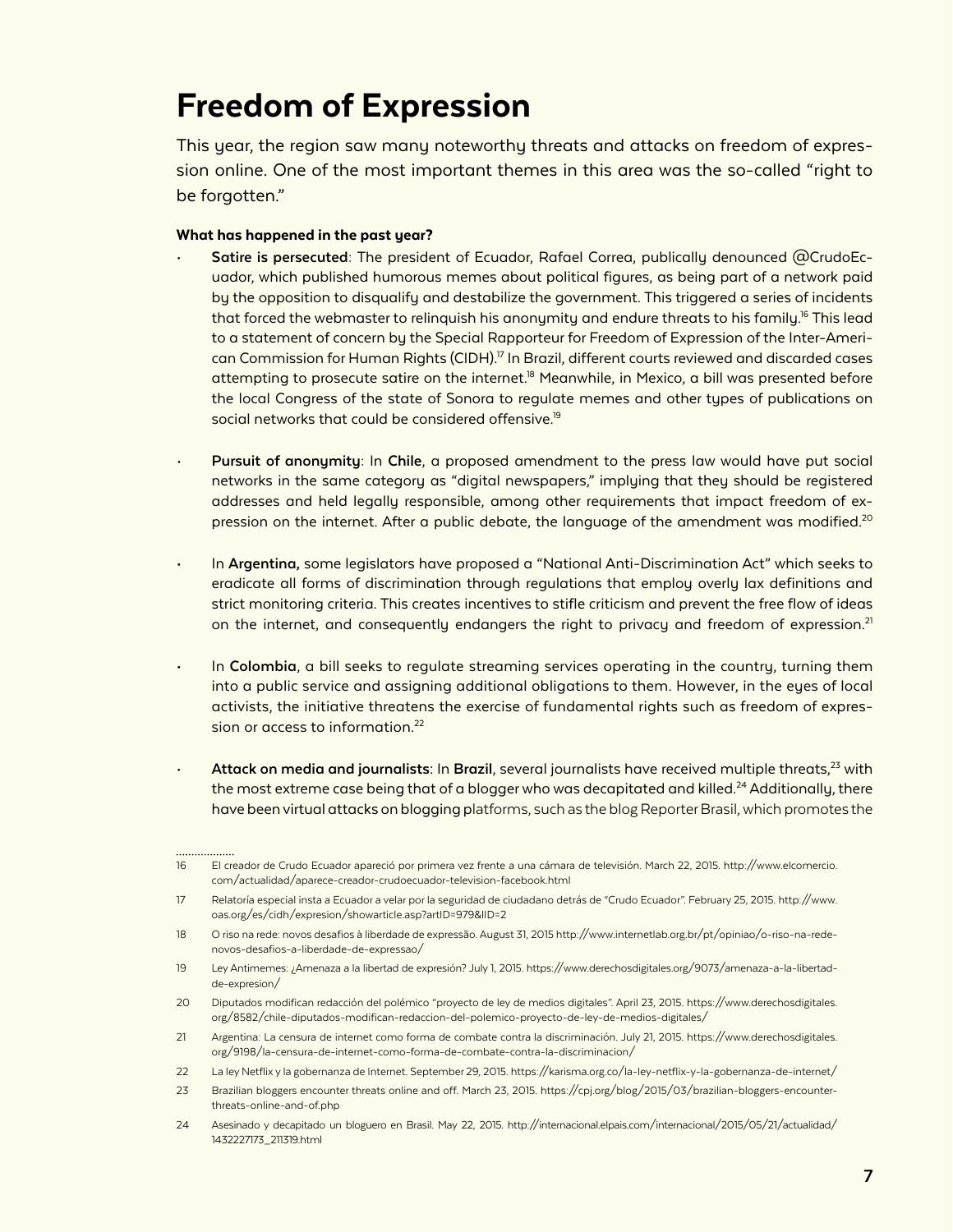# Freedom of Expression

This year, the region saw many noteworthy threats and attacks on freedom of expression online. One of the most important themes in this area was the so-called "right to be forgotten."

**What has happened in the past year?**

- **Satire is persecuted**: The president of Ecuador, Rafael Correa, publically denounced @CrudoEcuador, which published humorous memes about political figures, as being part of a network paid by the opposition to disqualify and destabilize the government. This triggered a series of incidents that forced the webmaster to relinquish his anonymity and endure threats to his family.[16] This lead to a statement of concern by the Special Rapporteur for Freedom of Expression of the Inter-American Commission for Human Rights (CIDH).[17] In Brazil, different courts reviewed and discarded cases attempting to prosecute satire on the internet.[18] Meanwhile, in Mexico, a bill was presented before the local Congress of the state of Sonora to regulate memes and other types of publications on social networks that could be considered offensive.[19]

- **Pursuit of anonymity**: In **Chile**, a proposed amendment to the press law would have put social networks in the same category as "digital newspapers," implying that they should be registered addresses and held legally responsible, among other requirements that impact freedom of expression on the internet. After a public debate, the language of the amendment was modified.[20]

- In **Argentina,** some legislators have proposed a "National Anti-Discrimination Act" which seeks to eradicate all forms of discrimination through regulations that employ overly lax definitions and strict monitoring criteria. This creates incentives to stifle criticism and prevent the free flow of ideas on the internet, and consequently endangers the right to privacy and freedom of expression.[21]

- In **Colombia**, a bill seeks to regulate streaming services operating in the country, turning them into a public service and assigning additional obligations to them. However, in the eyes of local activists, the initiative threatens the exercise of fundamental rights such as freedom of expression or access to information.[22]

- **Attack on media and journalists**: In **Brazil**, several journalists have received multiple threats,[23] with the most extreme case being that of a blogger who was decapitated and killed.[24] Additionally, there have been virtual attacks on blogging platforms, such as the blog Reporter Brasil, which promotes the

---

16 El creador de Crudo Ecuador apareció por primera vez frente a una cámara de televisión. March 22, 2015. http://www.elcomercio.com/actualidad/aparece-creador-crudoecuador-television-facebook.html

17 Relatoría especial insta a Ecuador a velar por la seguridad de ciudadano detrás de "Crudo Ecuador". February 25, 2015. http://www.oas.org/es/cidh/expresion/showarticle.asp?artID=979&lID=2

18 O riso na rede: novos desafios à liberdade de expressão. August 31, 2015 http://www.internetlab.org.br/pt/opiniao/o-riso-na-rede-novos-desafios-a-liberdade-de-expressao/

19 Ley Antimemes: ¿Amenaza a la libertad de expresión? July 1, 2015. https://www.derechosdigitales.org/9073/amenaza-a-la-libertad-de-expresion/

20 Diputados modifican redacción del polémico "proyecto de ley de medios digitales". April 23, 2015. https://www.derechosdigitales.org/8582/chile-diputados-modifican-redaccion-del-polemico-proyecto-de-ley-de-medios-digitales/

21 Argentina: La censura de internet como forma de combate contra la discriminación. July 21, 2015. https://www.derechosdigitales.org/9198/la-censura-de-internet-como-forma-de-combate-contra-la-discriminacion/

22 La ley Netflix y la gobernanza de Internet. September 29, 2015. https://karisma.org.co/la-ley-netflix-y-la-gobernanza-de-internet/

23 Brazilian bloggers encounter threats online and off. March 23, 2015. https://cpj.org/blog/2015/03/brazilian-bloggers-encounter-threats-online-and-of.php

24 Asesinado y decapitado un bloguero en Brasil. May 22, 2015. http://internacional.elpais.com/internacional/2015/05/21/actualidad/1432227173_211319.html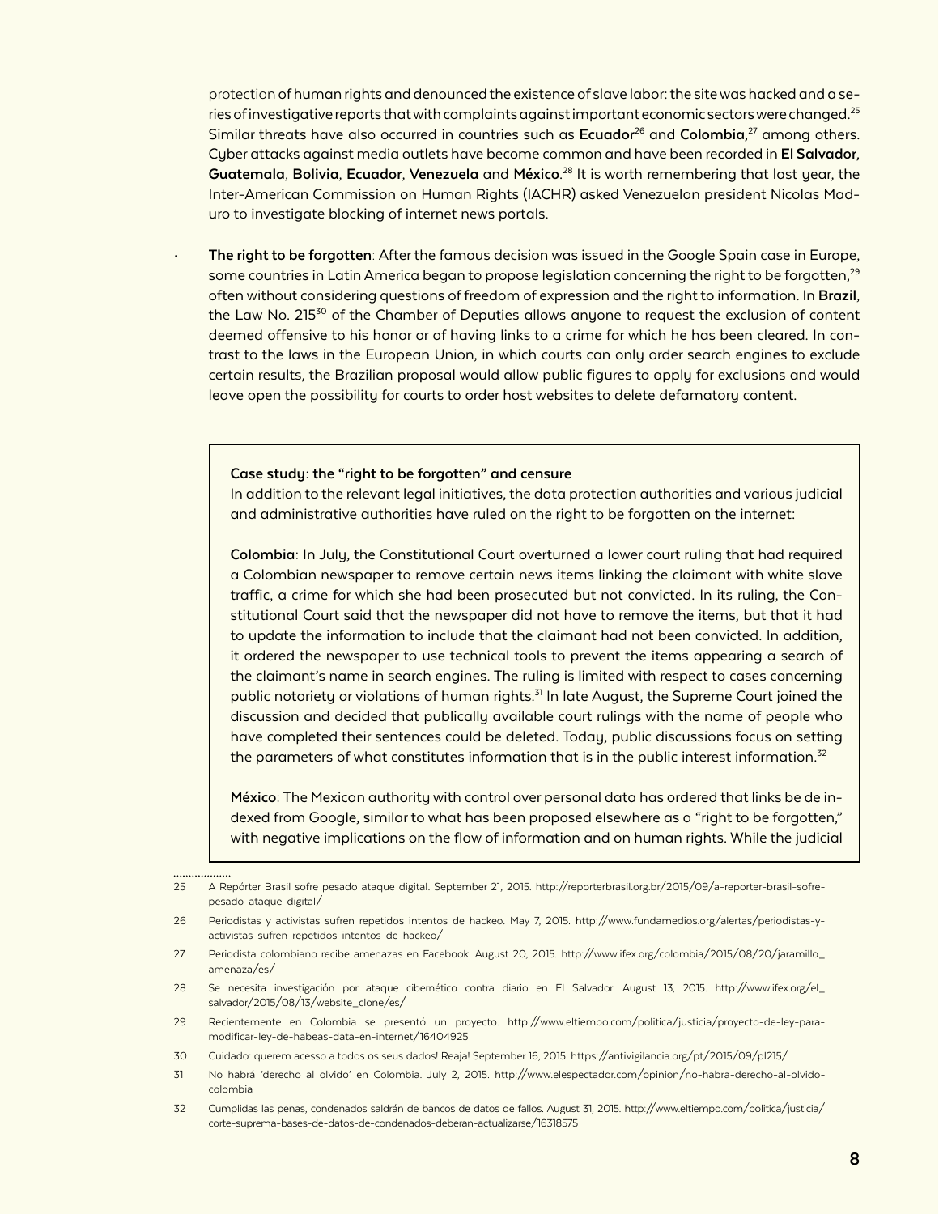protection of human rights and denounced the existence of slave labor: the site was hacked and a series of investigative reports that with complaints against important economic sectors were changed.[25] Similar threats have also occurred in countries such as **Ecuador**[26] and **Colombia**,[27] among others. Cyber attacks against media outlets have become common and have been recorded in **El Salvador**, **Guatemala**, **Bolivia**, **Ecuador**, **Venezuela** and **México**.[28] It is worth remembering that last year, the Inter-American Commission on Human Rights (IACHR) asked Venezuelan president Nicolas Maduro to investigate blocking of internet news portals.

- **The right to be forgotten**: After the famous decision was issued in the Google Spain case in Europe, some countries in Latin America began to propose legislation concerning the right to be forgotten,[29] often without considering questions of freedom of expression and the right to information. In **Brazil**, the Law No. 215[30] of the Chamber of Deputies allows anyone to request the exclusion of content deemed offensive to his honor or of having links to a crime for which he has been cleared. In contrast to the laws in the European Union, in which courts can only order search engines to exclude certain results, the Brazilian proposal would allow public figures to apply for exclusions and would leave open the possibility for courts to order host websites to delete defamatory content.

> **Case study**: **the "right to be forgotten" and censure**
>
> In addition to the relevant legal initiatives, the data protection authorities and various judicial and administrative authorities have ruled on the right to be forgotten on the internet:
>
> **Colombia**: In July, the Constitutional Court overturned a lower court ruling that had required a Colombian newspaper to remove certain news items linking the claimant with white slave traffic, a crime for which she had been prosecuted but not convicted. In its ruling, the Constitutional Court said that the newspaper did not have to remove the items, but that it had to update the information to include that the claimant had not been convicted. In addition, it ordered the newspaper to use technical tools to prevent the items appearing a search of the claimant's name in search engines. The ruling is limited with respect to cases concerning public notoriety or violations of human rights.[31] In late August, the Supreme Court joined the discussion and decided that publically available court rulings with the name of people who have completed their sentences could be deleted. Today, public discussions focus on setting the parameters of what constitutes information that is in the public interest information.[32]
>
> **México**: The Mexican authority with control over personal data has ordered that links be de indexed from Google, similar to what has been proposed elsewhere as a "right to be forgotten," with negative implications on the flow of information and on human rights. While the judicial

---

25 A Repórter Brasil sofre pesado ataque digital. September 21, 2015. http://reporterbrasil.org.br/2015/09/a-reporter-brasil-sofre-pesado-ataque-digital/

26 Periodistas y activistas sufren repetidos intentos de hackeo. May 7, 2015. http://www.fundamedios.org/alertas/periodistas-y-activistas-sufren-repetidos-intentos-de-hackeo/

27 Periodista colombiano recibe amenazas en Facebook. August 20, 2015. http://www.ifex.org/colombia/2015/08/20/jaramillo_amenaza/es/

28 Se necesita investigación por ataque cibernético contra diario en El Salvador. August 13, 2015. http://www.ifex.org/el_salvador/2015/08/13/website_clone/es/

29 Recientemente en Colombia se presentó un proyecto. http://www.eltiempo.com/politica/justicia/proyecto-de-ley-para-modificar-ley-de-habeas-data-en-internet/16404925

30 Cuidado: querem acesso a todos os seus dados! Reaja! September 16, 2015. https://antivigilancia.org/pt/2015/09/pl215/

31 No habrá 'derecho al olvido' en Colombia. July 2, 2015. http://www.elespectador.com/opinion/no-habra-derecho-al-olvido-colombia

32 Cumplidas las penas, condenados saldrán de bancos de datos de fallos. August 31, 2015. http://www.eltiempo.com/politica/justicia/corte-suprema-bases-de-datos-de-condenados-deberan-actualizarse/16318575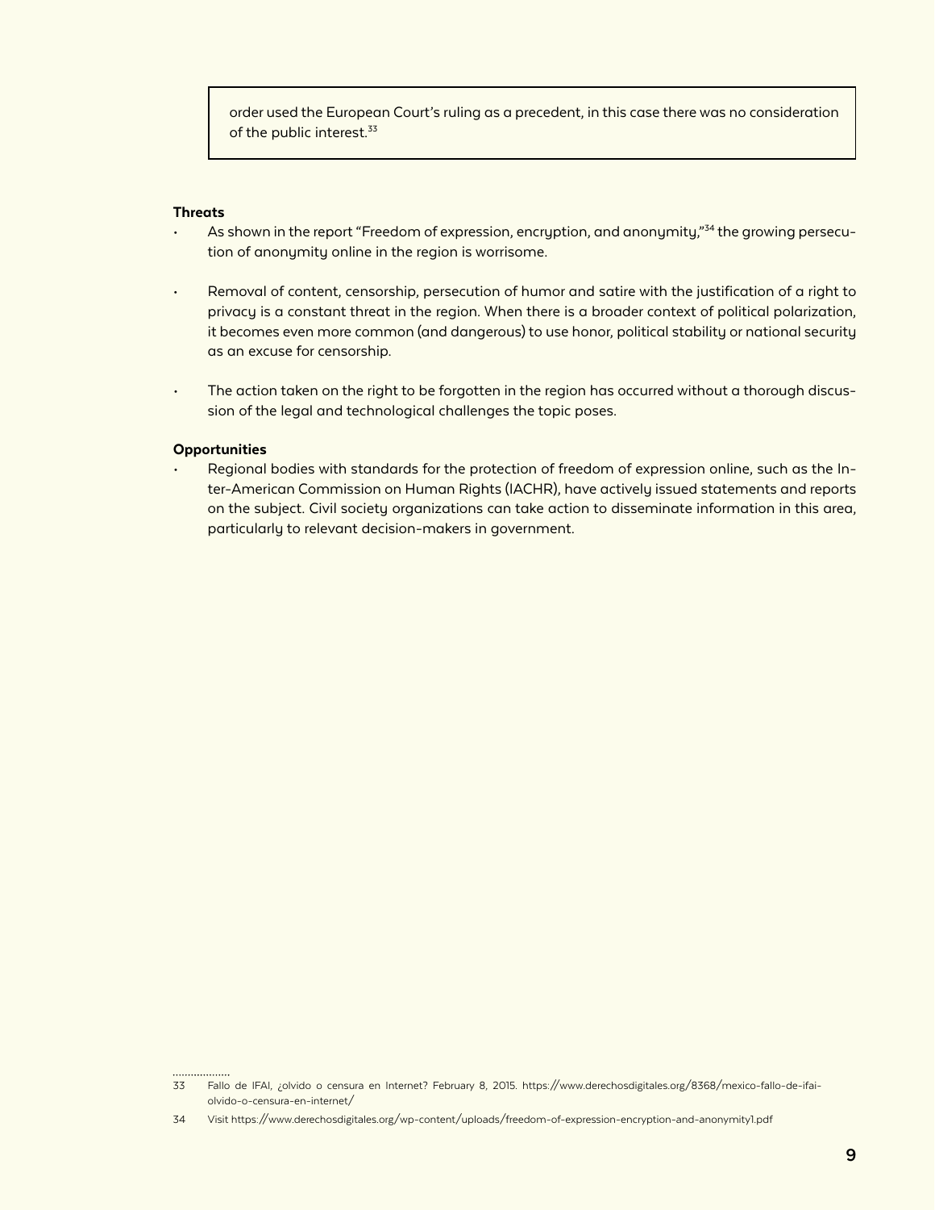order used the European Court's ruling as a precedent, in this case there was no consideration of the public interest.[33]

**Threats**

- As shown in the report "Freedom of expression, encryption, and anonymity,"[34] the growing persecution of anonymity online in the region is worrisome.

- Removal of content, censorship, persecution of humor and satire with the justification of a right to privacy is a constant threat in the region. When there is a broader context of political polarization, it becomes even more common (and dangerous) to use honor, political stability or national security as an excuse for censorship.

- The action taken on the right to be forgotten in the region has occurred without a thorough discussion of the legal and technological challenges the topic poses.

**Opportunities**

- Regional bodies with standards for the protection of freedom of expression online, such as the Inter-American Commission on Human Rights (IACHR), have actively issued statements and reports on the subject. Civil society organizations can take action to disseminate information in this area, particularly to relevant decision-makers in government.

---

33 Fallo de IFAI, ¿olvido o censura en Internet? February 8, 2015. https://www.derechosdigitales.org/8368/mexico-fallo-de-ifai-olvido-o-censura-en-internet/

34 Visit https://www.derechosdigitales.org/wp-content/uploads/freedom-of-expression-encryption-and-anonymity1.pdf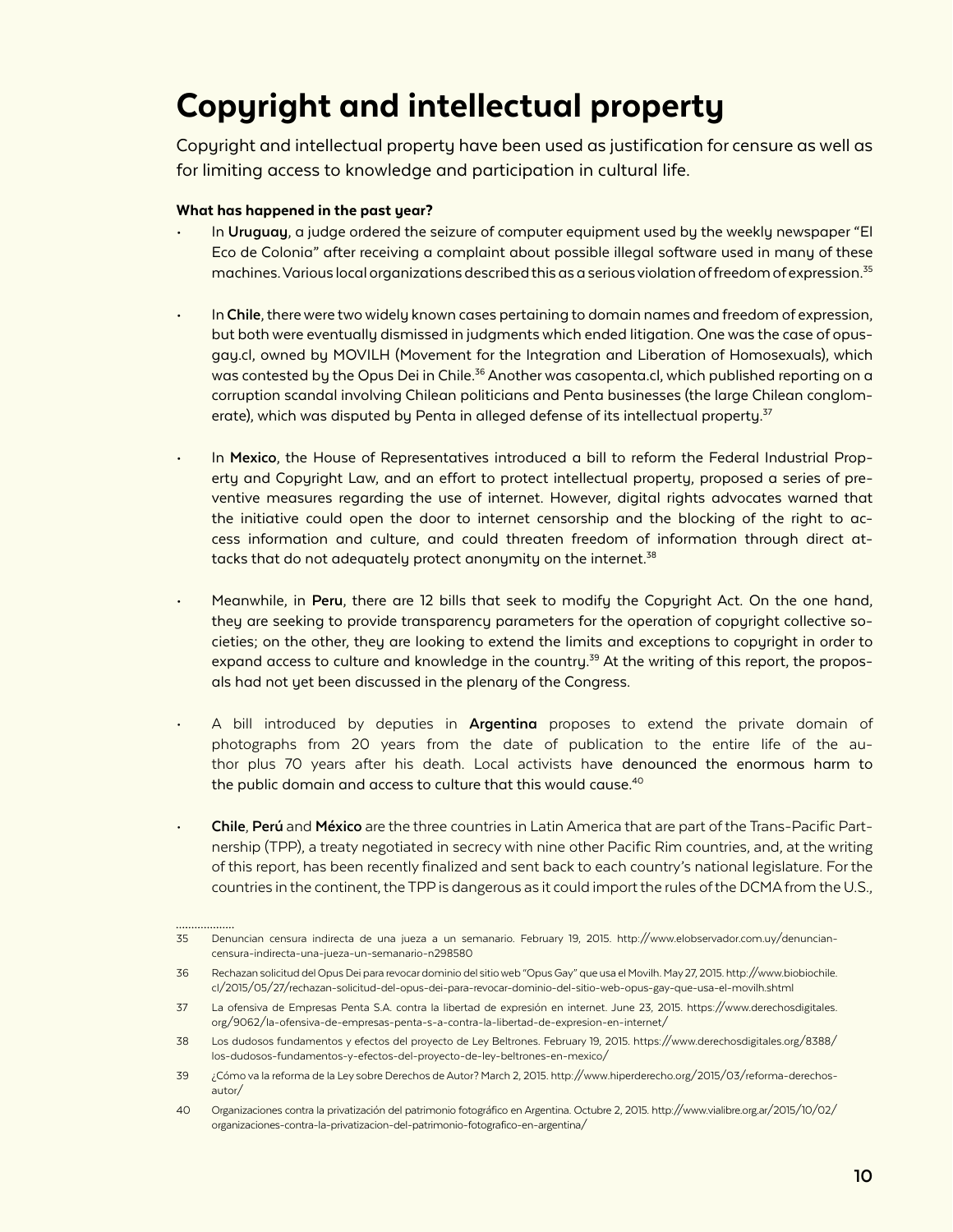# Copyright and intellectual property

Copyright and intellectual property have been used as justification for censure as well as for limiting access to knowledge and participation in cultural life.

**What has happened in the past year?**

- In **Uruguay**, a judge ordered the seizure of computer equipment used by the weekly newspaper "El Eco de Colonia" after receiving a complaint about possible illegal software used in many of these machines. Various local organizations described this as a serious violation of freedom of expression.[35]

- In **Chile**, there were two widely known cases pertaining to domain names and freedom of expression, but both were eventually dismissed in judgments which ended litigation. One was the case of opusgay.cl, owned by MOVILH (Movement for the Integration and Liberation of Homosexuals), which was contested by the Opus Dei in Chile.[36] Another was casopenta.cl, which published reporting on a corruption scandal involving Chilean politicians and Penta businesses (the large Chilean conglomerate), which was disputed by Penta in alleged defense of its intellectual property.[37]

- In **Mexico**, the House of Representatives introduced a bill to reform the Federal Industrial Property and Copyright Law, and an effort to protect intellectual property, proposed a series of preventive measures regarding the use of internet. However, digital rights advocates warned that the initiative could open the door to internet censorship and the blocking of the right to access information and culture, and could threaten freedom of information through direct attacks that do not adequately protect anonymity on the internet.[38]

- Meanwhile, in **Peru**, there are 12 bills that seek to modify the Copyright Act. On the one hand, they are seeking to provide transparency parameters for the operation of copyright collective societies; on the other, they are looking to extend the limits and exceptions to copyright in order to expand access to culture and knowledge in the country.[39] At the writing of this report, the proposals had not yet been discussed in the plenary of the Congress.

- A bill introduced by deputies in **Argentina** proposes to extend the private domain of photographs from 20 years from the date of publication to the entire life of the author plus 70 years after his death. Local activists have denounced the enormous harm to the public domain and access to culture that this would cause.[40]

- **Chile**, **Perú** and **México** are the three countries in Latin America that are part of the Trans-Pacific Partnership (TPP), a treaty negotiated in secrecy with nine other Pacific Rim countries, and, at the writing of this report, has been recently finalized and sent back to each country's national legislature. For the countries in the continent, the TPP is dangerous as it could import the rules of the DCMA from the U.S.,

---

35 Denuncian censura indirecta de una jueza a un semanario. February 19, 2015. http://www.elobservador.com.uy/denuncian-censura-indirecta-una-jueza-un-semanario-n298580

36 Rechazan solicitud del Opus Dei para revocar dominio del sitio web "Opus Gay" que usa el Movilh. May 27, 2015. http://www.biobiochile.cl/2015/05/27/rechazan-solicitud-del-opus-dei-para-revocar-dominio-del-sitio-web-opus-gay-que-usa-el-movilh.shtml

37 La ofensiva de Empresas Penta S.A. contra la libertad de expresión en internet. June 23, 2015. https://www.derechosdigitales.org/9062/la-ofensiva-de-empresas-penta-s-a-contra-la-libertad-de-expresion-en-internet/

38 Los dudosos fundamentos y efectos del proyecto de Ley Beltrones. February 19, 2015. https://www.derechosdigitales.org/8388/los-dudosos-fundamentos-y-efectos-del-proyecto-de-ley-beltrones-en-mexico/

39 ¿Cómo va la reforma de la Ley sobre Derechos de Autor? March 2, 2015. http://www.hiperderecho.org/2015/03/reforma-derechos-autor/

40 Organizaciones contra la privatización del patrimonio fotográfico en Argentina. Octubre 2, 2015. http://www.vialibre.org.ar/2015/10/02/organizaciones-contra-la-privatizacion-del-patrimonio-fotografico-en-argentina/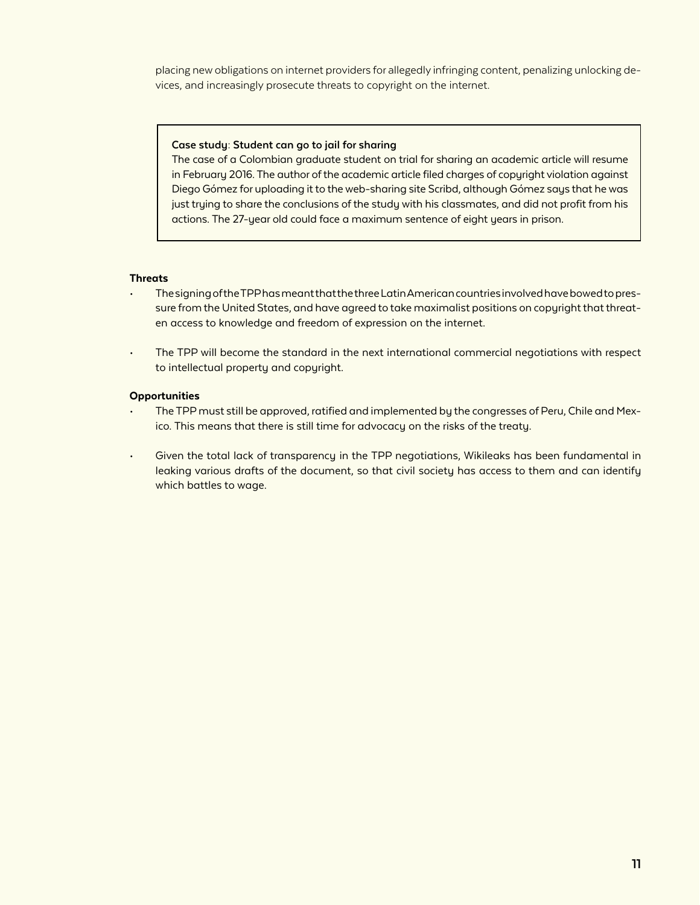placing new obligations on internet providers for allegedly infringing content, penalizing unlocking devices, and increasingly prosecute threats to copyright on the internet.

> **Case study: Student can go to jail for sharing**
> The case of a Colombian graduate student on trial for sharing an academic article will resume in February 2016. The author of the academic article filed charges of copyright violation against Diego Gómez for uploading it to the web-sharing site Scribd, although Gómez says that he was just trying to share the conclusions of the study with his classmates, and did not profit from his actions. The 27-year old could face a maximum sentence of eight years in prison.

**Threats**

- The signing of the TPP has meant that the three Latin American countries involved have bowed to pressure from the United States, and have agreed to take maximalist positions on copyright that threaten access to knowledge and freedom of expression on the internet.
- The TPP will become the standard in the next international commercial negotiations with respect to intellectual property and copyright.

**Opportunities**

- The TPP must still be approved, ratified and implemented by the congresses of Peru, Chile and Mexico. This means that there is still time for advocacy on the risks of the treaty.
- Given the total lack of transparency in the TPP negotiations, Wikileaks has been fundamental in leaking various drafts of the document, so that civil society has access to them and can identify which battles to wage.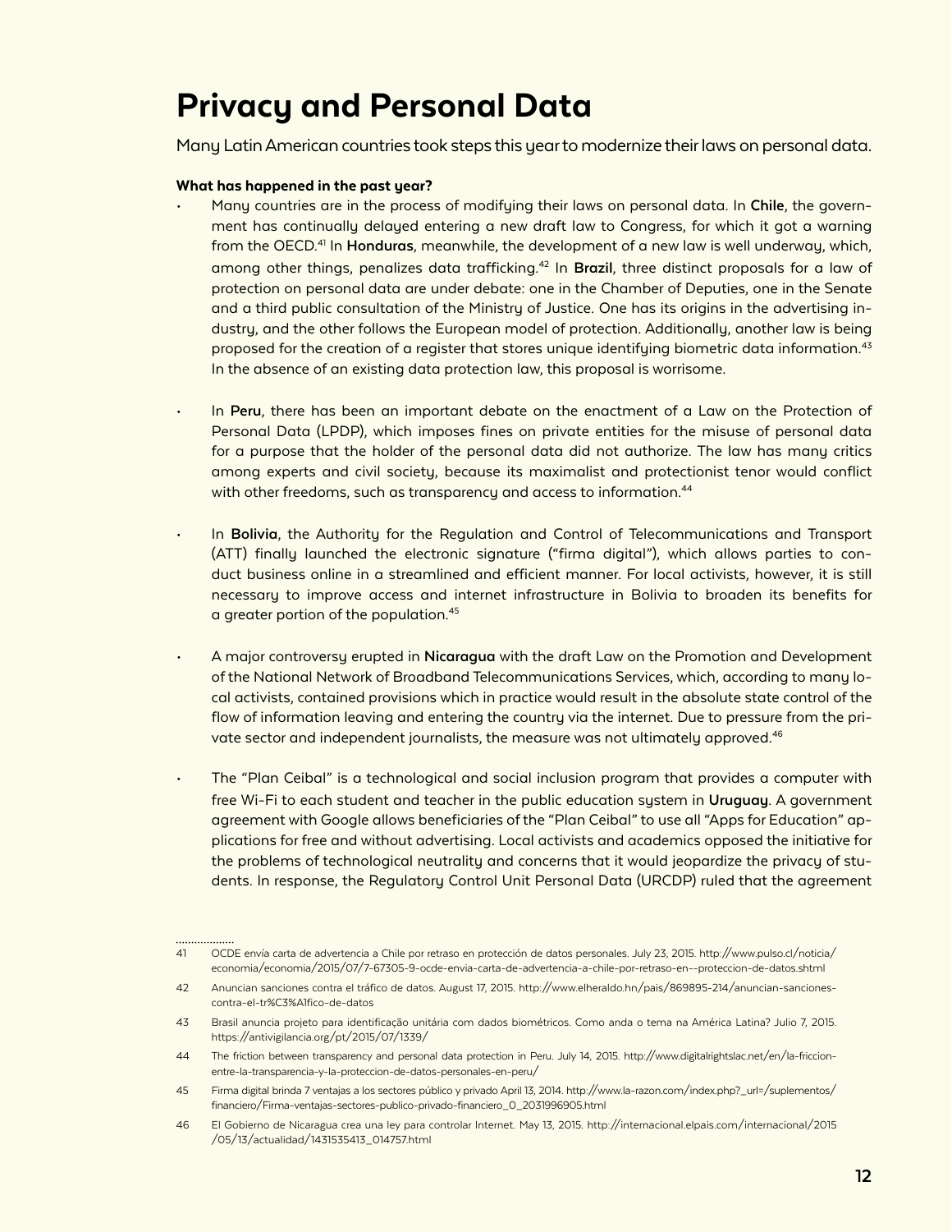# Privacy and Personal Data

Many Latin American countries took steps this year to modernize their laws on personal data.

**What has happened in the past year?**

- Many countries are in the process of modifying their laws on personal data. In **Chile**, the government has continually delayed entering a new draft law to Congress, for which it got a warning from the OECD.[41] In **Honduras**, meanwhile, the development of a new law is well underway, which, among other things, penalizes data trafficking.[42] In **Brazil**, three distinct proposals for a law of protection on personal data are under debate: one in the Chamber of Deputies, one in the Senate and a third public consultation of the Ministry of Justice. One has its origins in the advertising industry, and the other follows the European model of protection. Additionally, another law is being proposed for the creation of a register that stores unique identifying biometric data information.[43] In the absence of an existing data protection law, this proposal is worrisome.

- In **Peru**, there has been an important debate on the enactment of a Law on the Protection of Personal Data (LPDP), which imposes fines on private entities for the misuse of personal data for a purpose that the holder of the personal data did not authorize. The law has many critics among experts and civil society, because its maximalist and protectionist tenor would conflict with other freedoms, such as transparency and access to information.[44]

- In **Bolivia**, the Authority for the Regulation and Control of Telecommunications and Transport (ATT) finally launched the electronic signature ("firma digital"), which allows parties to conduct business online in a streamlined and efficient manner. For local activists, however, it is still necessary to improve access and internet infrastructure in Bolivia to broaden its benefits for a greater portion of the population.[45]

- A major controversy erupted in **Nicaragua** with the draft Law on the Promotion and Development of the National Network of Broadband Telecommunications Services, which, according to many local activists, contained provisions which in practice would result in the absolute state control of the flow of information leaving and entering the country via the internet. Due to pressure from the private sector and independent journalists, the measure was not ultimately approved.[46]

- The "Plan Ceibal" is a technological and social inclusion program that provides a computer with free Wi-Fi to each student and teacher in the public education system in **Uruguay**. A government agreement with Google allows beneficiaries of the "Plan Ceibal" to use all "Apps for Education" applications for free and without advertising. Local activists and academics opposed the initiative for the problems of technological neutrality and concerns that it would jeopardize the privacy of students. In response, the Regulatory Control Unit Personal Data (URCDP) ruled that the agreement

---

41 OCDE envía carta de advertencia a Chile por retraso en protección de datos personales. July 23, 2015. http://www.pulso.cl/noticia/economia/economia/2015/07/7-67305-9-ocde-envia-carta-de-advertencia-a-chile-por-retraso-en--proteccion-de-datos.shtml

42 Anuncian sanciones contra el tráfico de datos. August 17, 2015. http://www.elheraldo.hn/pais/869895-214/anuncian-sanciones-contra-el-tr%C3%A1fico-de-datos

43 Brasil anuncia projeto para identificação unitária com dados biométricos. Como anda o tema na América Latina? Julio 7, 2015. https://antivigilancia.org/pt/2015/07/1339/

44 The friction between transparency and personal data protection in Peru. July 14, 2015. http://www.digitalrightslac.net/en/la-friccion-entre-la-transparencia-y-la-proteccion-de-datos-personales-en-peru/

45 Firma digital brinda 7 ventajas a los sectores público y privado April 13, 2014. http://www.la-razon.com/index.php?_url=/suplementos/financiero/Firma-ventajas-sectores-publico-privado-financiero_0_2031996905.html

46 El Gobierno de Nicaragua crea una ley para controlar Internet. May 13, 2015. http://internacional.elpais.com/internacional/2015/05/13/actualidad/1431535413_014757.html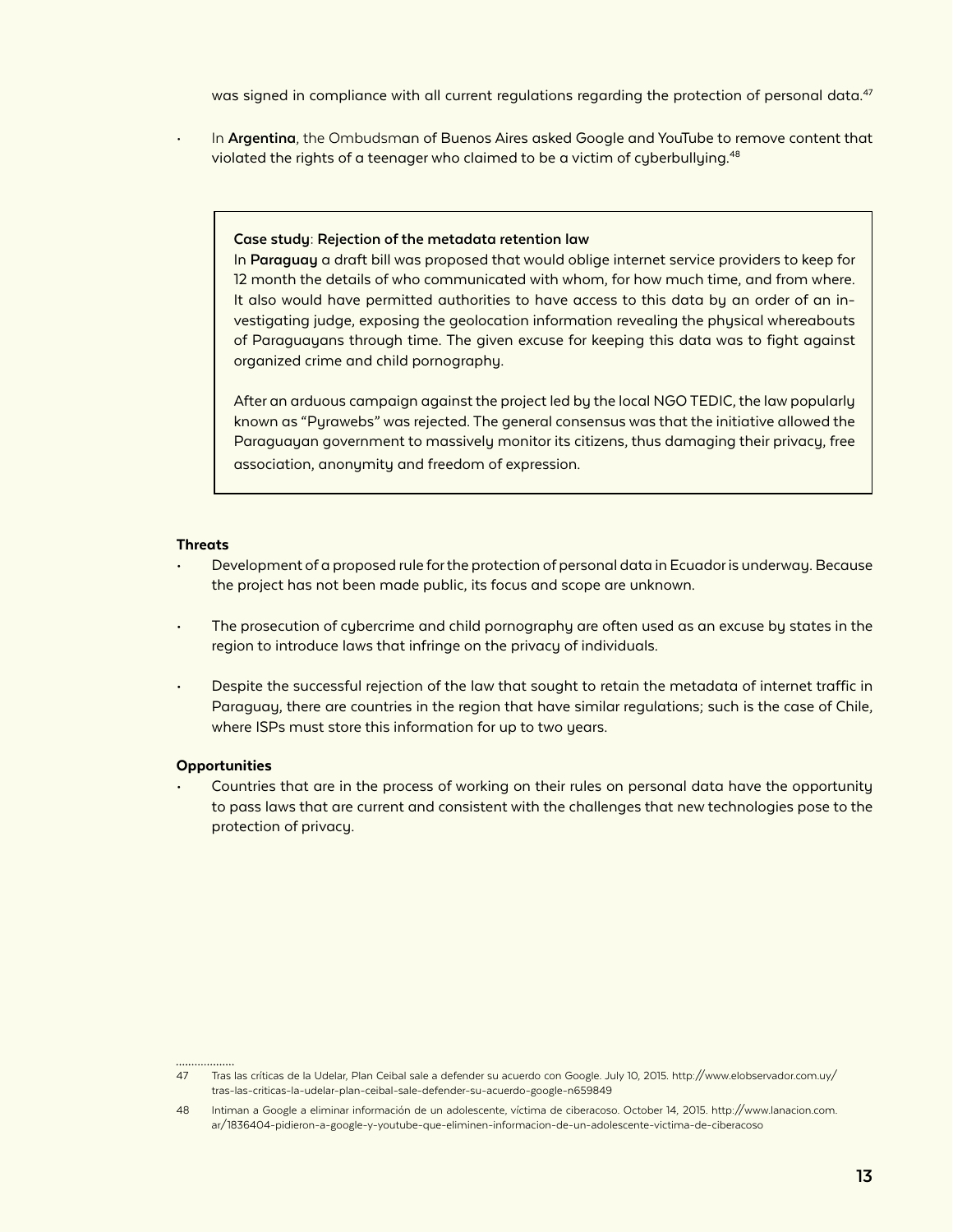was signed in compliance with all current regulations regarding the protection of personal data.[47]

- In **Argentina**, the Ombudsman of Buenos Aires asked Google and YouTube to remove content that violated the rights of a teenager who claimed to be a victim of cyberbullying.[48]

> **Case study**: **Rejection of the metadata retention law**
>
> In **Paraguay** a draft bill was proposed that would oblige internet service providers to keep for 12 month the details of who communicated with whom, for how much time, and from where. It also would have permitted authorities to have access to this data by an order of an investigating judge, exposing the geolocation information revealing the physical whereabouts of Paraguayans through time. The given excuse for keeping this data was to fight against organized crime and child pornography.
>
> After an arduous campaign against the project led by the local NGO TEDIC, the law popularly known as "Pyrawebs" was rejected. The general consensus was that the initiative allowed the Paraguayan government to massively monitor its citizens, thus damaging their privacy, free association, anonymity and freedom of expression.

**Threats**

- Development of a proposed rule for the protection of personal data in Ecuador is underway. Because the project has not been made public, its focus and scope are unknown.
- The prosecution of cybercrime and child pornography are often used as an excuse by states in the region to introduce laws that infringe on the privacy of individuals.
- Despite the successful rejection of the law that sought to retain the metadata of internet traffic in Paraguay, there are countries in the region that have similar regulations; such is the case of Chile, where ISPs must store this information for up to two years.

**Opportunities**

- Countries that are in the process of working on their rules on personal data have the opportunity to pass laws that are current and consistent with the challenges that new technologies pose to the protection of privacy.

---

47 Tras las críticas de la Udelar, Plan Ceibal sale a defender su acuerdo con Google. July 10, 2015. http://www.elobservador.com.uy/tras-las-criticas-la-udelar-plan-ceibal-sale-defender-su-acuerdo-google-n659849

48 Intiman a Google a eliminar información de un adolescente, víctima de ciberacoso. October 14, 2015. http://www.lanacion.com.ar/1836404-pidieron-a-google-y-youtube-que-eliminen-informacion-de-un-adolescente-victima-de-ciberacoso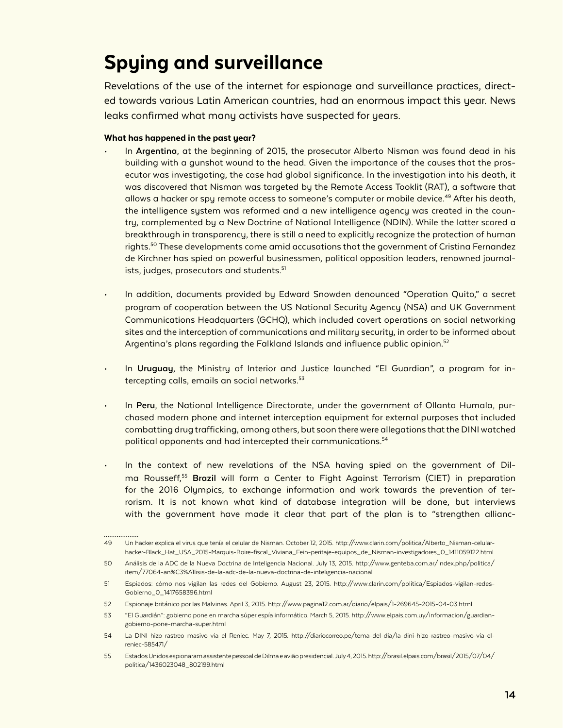# Spying and surveillance

Revelations of the use of the internet for espionage and surveillance practices, directed towards various Latin American countries, had an enormous impact this year. News leaks confirmed what many activists have suspected for years.

**What has happened in the past year?**

- In **Argentina**, at the beginning of 2015, the prosecutor Alberto Nisman was found dead in his building with a gunshot wound to the head. Given the importance of the causes that the prosecutor was investigating, the case had global significance. In the investigation into his death, it was discovered that Nisman was targeted by the Remote Access Tooklit (RAT), a software that allows a hacker or spy remote access to someone's computer or mobile device.[49] After his death, the intelligence system was reformed and a new intelligence agency was created in the country, complemented by a New Doctrine of National Intelligence (NDIN). While the latter scored a breakthrough in transparency, there is still a need to explicitly recognize the protection of human rights.[50] These developments come amid accusations that the government of Cristina Fernandez de Kirchner has spied on powerful businessmen, political opposition leaders, renowned journalists, judges, prosecutors and students.[51]

- In addition, documents provided by Edward Snowden denounced "Operation Quito," a secret program of cooperation between the US National Security Agency (NSA) and UK Government Communications Headquarters (GCHQ), which included covert operations on social networking sites and the interception of communications and military security, in order to be informed about Argentina's plans regarding the Falkland Islands and influence public opinion.[52]

- In **Uruguay**, the Ministry of Interior and Justice launched "El Guardian", a program for intercepting calls, emails an social networks.[53]

- In **Peru**, the National Intelligence Directorate, under the government of Ollanta Humala, purchased modern phone and internet interception equipment for external purposes that included combatting drug trafficking, among others, but soon there were allegations that the DINI watched political opponents and had intercepted their communications.[54]

- In the context of new revelations of the NSA having spied on the government of Dilma Rousseff,[55] **Brazil** will form a Center to Fight Against Terrorism (CIET) in preparation for the 2016 Olympics, to exchange information and work towards the prevention of terrorism. It is not known what kind of database integration will be done, but interviews with the government have made it clear that part of the plan is to "strengthen allianc-

---

49 Un hacker explica el virus que tenía el celular de Nisman. October 12, 2015. http://www.clarin.com/politica/Alberto_Nisman-celular-hacker-Black_Hat_USA_2015-Marquis-Boire-fiscal_Viviana_Fein-peritaje-equipos_de_Nisman-investigadores_0_1411059122.html

50 Análisis de la ADC de la Nueva Doctrina de Inteligencia Nacional. July 13, 2015. http://www.genteba.com.ar/index.php/politica/item/77064-an%C3%A1lisis-de-la-adc-de-la-nueva-doctrina-de-inteligencia-nacional

51 Espiados: cómo nos vigilan las redes del Gobierno. August 23, 2015. http://www.clarin.com/politica/Espiados-vigilan-redes-Gobierno_0_1417658396.html

52 Espionaje británico por las Malvinas. April 3, 2015. http://www.pagina12.com.ar/diario/elpais/1-269645-2015-04-03.html

53 "El Guardián": gobierno pone en marcha súper espía informático. March 5, 2015. http://www.elpais.com.uy/informacion/guardian-gobierno-pone-marcha-super.html

54 La DINI hizo rastreo masivo vía el Reniec. May 7, 2015. http://diariocorreo.pe/tema-del-dia/la-dini-hizo-rastreo-masivo-via-el-reniec-585471/

55 Estados Unidos espionaram assistente pessoal de Dilma e avião presidencial. July 4, 2015. http://brasil.elpais.com/brasil/2015/07/04/politica/1436023048_802199.html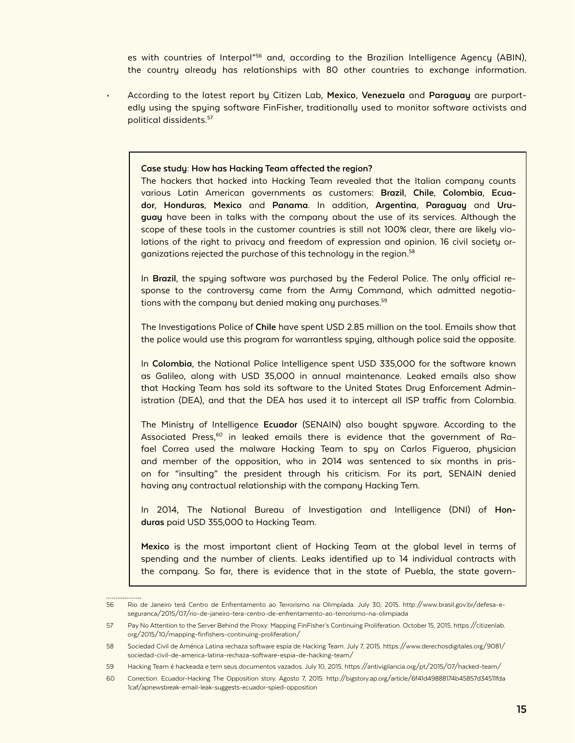es with countries of Interpol"[56] and, according to the Brazilian Intelligence Agency (ABIN), the country already has relationships with 80 other countries to exchange information.

- According to the latest report by Citizen Lab, **Mexico**, **Venezuela** and **Paraguay** are purportedly using the spying software FinFisher, traditionally used to monitor software activists and political dissidents.[57]

**Case study**: **How has Hacking Team affected the region?**

The hackers that hacked into Hacking Team revealed that the Italian company counts various Latin American governments as customers: **Brazil**, **Chile**, **Colombia**, **Ecuador**, **Honduras**, **Mexico** and **Panama**. In addition, **Argentina**, **Paraguay** and **Uruguay** have been in talks with the company about the use of its services. Although the scope of these tools in the customer countries is still not 100% clear, there are likely violations of the right to privacy and freedom of expression and opinion. 16 civil society organizations rejected the purchase of this technology in the region.[58]

In **Brazil**, the spying software was purchased by the Federal Police. The only official response to the controversy came from the Army Command, which admitted negotiations with the company but denied making any purchases.[59]

The Investigations Police of **Chile** have spent USD 2.85 million on the tool. Emails show that the police would use this program for warrantless spying, although police said the opposite.

In **Colombia**, the National Police Intelligence spent USD 335,000 for the software known as Galileo, along with USD 35,000 in annual maintenance. Leaked emails also show that Hacking Team has sold its software to the United States Drug Enforcement Administration (DEA), and that the DEA has used it to intercept all ISP traffic from Colombia.

The Ministry of Intelligence **Ecuador** (SENAIN) also bought spyware. According to the Associated Press,[60] in leaked emails there is evidence that the government of Rafael Correa used the malware Hacking Team to spy on Carlos Figueroa, physician and member of the opposition, who in 2014 was sentenced to six months in prison for "insulting" the president through his criticism. For its part, SENAIN denied having any contractual relationship with the company Hacking Tem.

In 2014, The National Bureau of Investigation and Intelligence (DNI) of **Honduras** paid USD 355,000 to Hacking Team.

**Mexico** is the most important client of Hacking Team at the global level in terms of spending and the number of clients. Leaks identified up to 14 individual contracts with the company. So far, there is evidence that in the state of Puebla, the state govern-

---

56 Rio de Janeiro terá Centro de Enfrentamento ao Terrorismo na Olimpíada. July 30, 2015. http://www.brasil.gov.br/defesa-e-seguranca/2015/07/rio-de-janeiro-tera-centro-de-enfrentamento-ao-terrorismo-na-olimpiada

57 Pay No Attention to the Server Behind the Proxy: Mapping FinFisher's Continuing Proliferation. October 15, 2015. https://citizenlab.org/2015/10/mapping-finfishers-continuing-proliferation/

58 Sociedad Civil de América Latina rechaza software espía de Hacking Team. July 7, 2015. https://www.derechosdigitales.org/9081/sociedad-civil-de-america-latina-rechaza-software-espia-de-hacking-team/

59 Hacking Team é hackeada e tem seus documentos vazados. July 10, 2015. https://antivigilancia.org/pt/2015/07/hacked-team/

60 Correction: Ecuador-Hacking The Opposition story. Agosto 7, 2015. http://bigstory.ap.org/article/6f41d49888174b45857d34511fda1caf/apnewsbreak-email-leak-suggests-ecuador-spied-opposition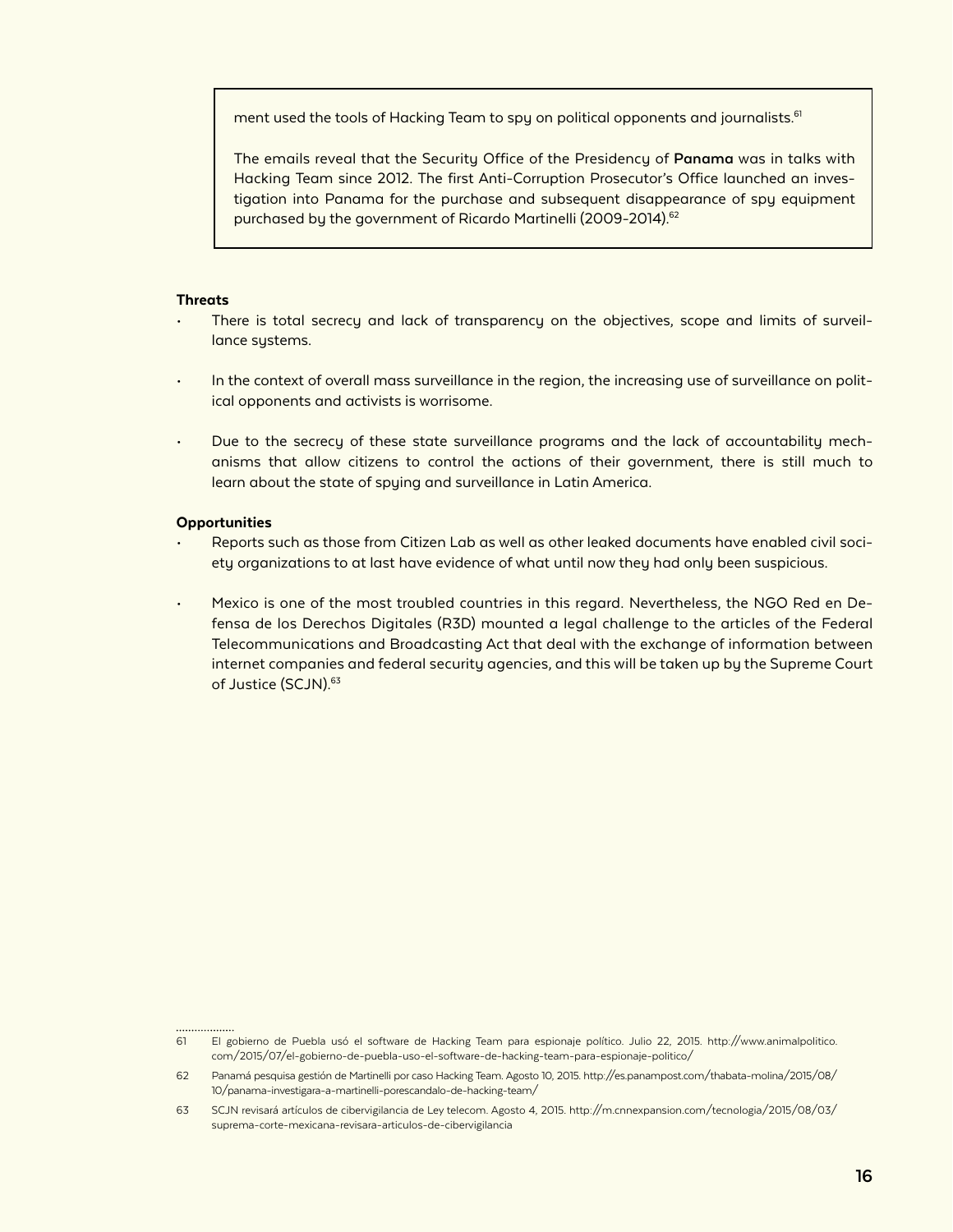ment used the tools of Hacking Team to spy on political opponents and journalists.[61]

The emails reveal that the Security Office of the Presidency of **Panama** was in talks with Hacking Team since 2012. The first Anti-Corruption Prosecutor's Office launched an investigation into Panama for the purchase and subsequent disappearance of spy equipment purchased by the government of Ricardo Martinelli (2009-2014).[62]

**Threats**

- There is total secrecy and lack of transparency on the objectives, scope and limits of surveillance systems.
- In the context of overall mass surveillance in the region, the increasing use of surveillance on political opponents and activists is worrisome.
- Due to the secrecy of these state surveillance programs and the lack of accountability mechanisms that allow citizens to control the actions of their government, there is still much to learn about the state of spying and surveillance in Latin America.

**Opportunities**

- Reports such as those from Citizen Lab as well as other leaked documents have enabled civil society organizations to at last have evidence of what until now they had only been suspicious.
- Mexico is one of the most troubled countries in this regard. Nevertheless, the NGO Red en Defensa de los Derechos Digitales (R3D) mounted a legal challenge to the articles of the Federal Telecommunications and Broadcasting Act that deal with the exchange of information between internet companies and federal security agencies, and this will be taken up by the Supreme Court of Justice (SCJN).[63]

---

61 El gobierno de Puebla usó el software de Hacking Team para espionaje político. Julio 22, 2015. http://www.animalpolitico.com/2015/07/el-gobierno-de-puebla-uso-el-software-de-hacking-team-para-espionaje-politico/

62 Panamá pesquisa gestión de Martinelli por caso Hacking Team. Agosto 10, 2015. http://es.panampost.com/thabata-molina/2015/08/10/panama-investigara-a-martinelli-porescandalo-de-hacking-team/

63 SCJN revisará artículos de cibervigilancia de Ley telecom. Agosto 4, 2015. http://m.cnnexpansion.com/tecnologia/2015/08/03/suprema-corte-mexicana-revisara-articulos-de-cibervigilancia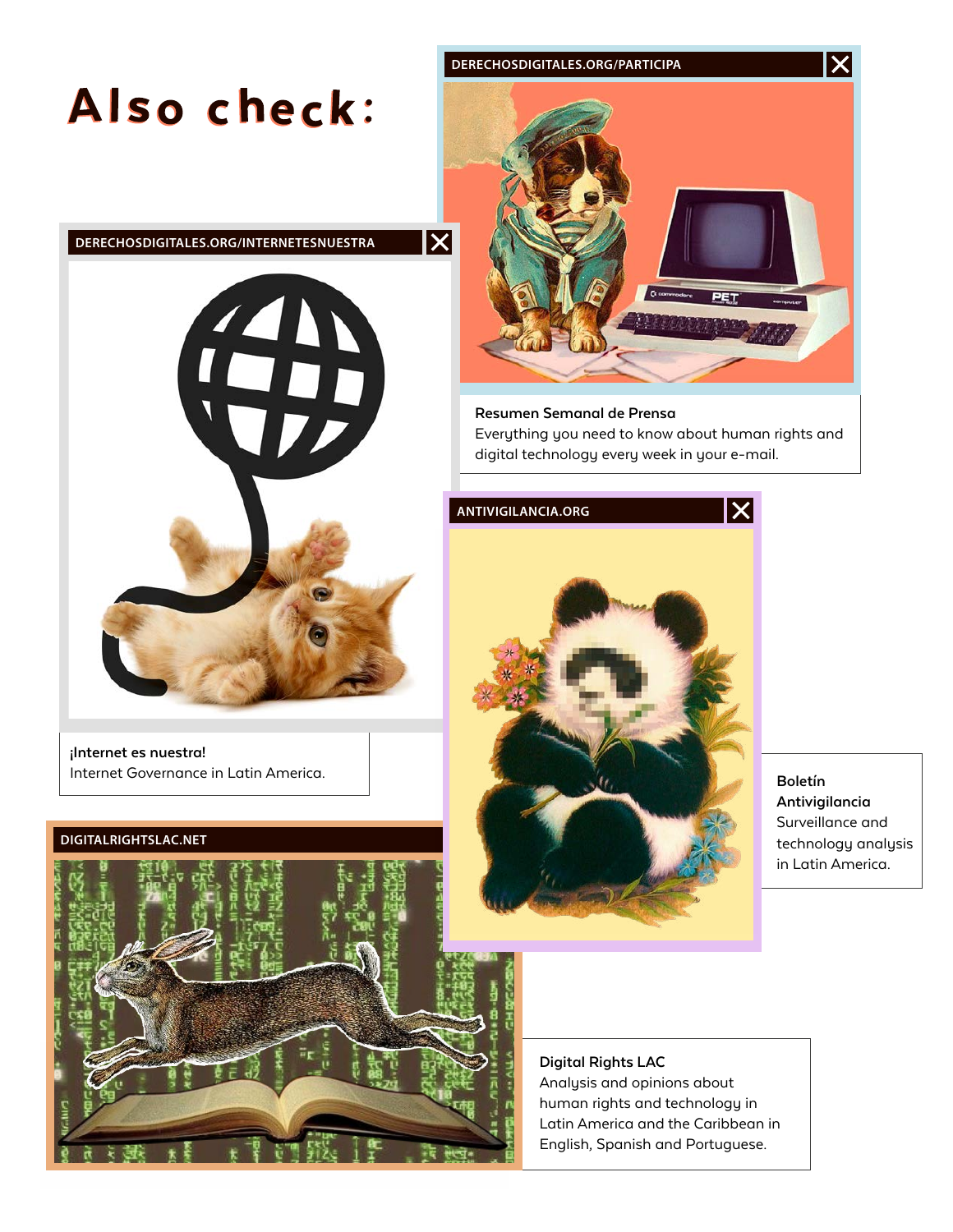# Also check:

DERECHOSDIGITALES.ORG/PARTICIPA

**Resumen Semanal de Prensa**
Everything you need to know about human rights and digital technology every week in your e-mail.

DERECHOSDIGITALES.ORG/INTERNETESNUESTRA

**¡Internet es nuestra!**
Internet Governance in Latin America.

ANTIVIGILANCIA.ORG

**Boletín Antivigilancia**
Surveillance and technology analysis in Latin America.

DIGITALRIGHTSLAC.NET

**Digital Rights LAC**
Analysis and opinions about human rights and technology in Latin America and the Caribbean in English, Spanish and Portuguese.